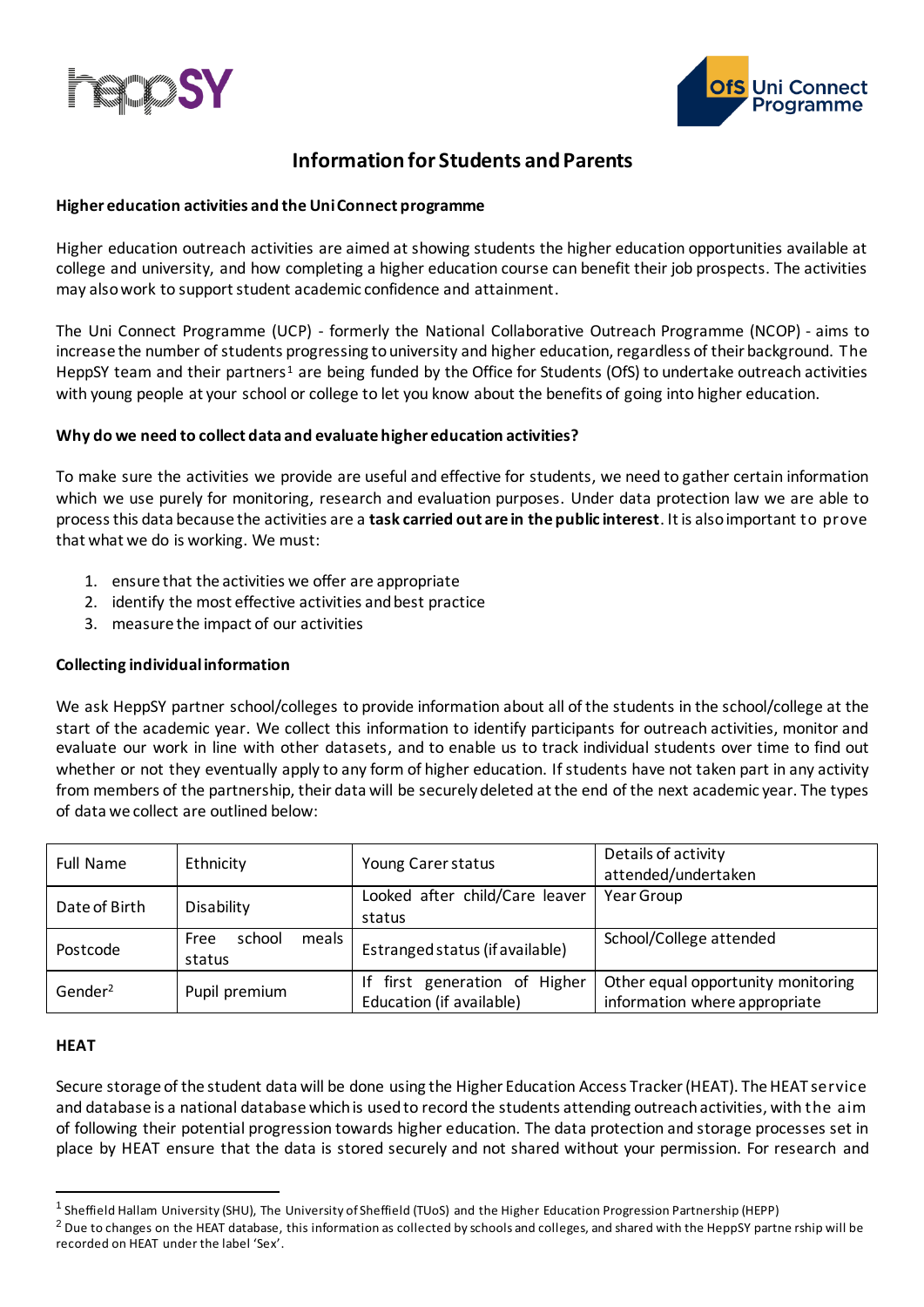# Information for Students and Parents

**Higher education activities and the Uni Connect programme**

Higher education outreach activities are aimed at showing students the higher education opportunities available at college and university, and how completing a higher education course can benefit their job prospects. The activities may also work to support student academic confidence and attainment.

The Uni Connect Programme (UCP) - formerly the National Collaborative Outreach Programme (NCOP) - aims to increase the number of students progressing to university and higher education, regardless of their background. The HeppSY team and their partners[1] are being funded by the Office for Students (OfS) to undertake outreach activities with young people at your school or college to let you know about the benefits of going into higher education.

**Why do we need to collect data and evaluate higher education activities?**

To make sure the activities we provide are useful and effective for students, we need to gather certain information which we use purely for monitoring, research and evaluation purposes. Under data protection law we are able to process this data because the activities are a **task carried out are in the public interest**. It is also important to prove that what we do is working. We must:

1. ensure that the activities we offer are appropriate
2. identify the most effective activities and best practice
3. measure the impact of our activities

**Collecting individual information**

We ask HeppSY partner school/colleges to provide information about all of the students in the school/college at the start of the academic year. We collect this information to identify participants for outreach activities, monitor and evaluate our work in line with other datasets, and to enable us to track individual students over time to find out whether or not they eventually apply to any form of higher education. If students have not taken part in any activity from members of the partnership, their data will be securely deleted at the end of the next academic year. The types of data we collect are outlined below:

| | | | |
|---|---|---|---|
| Full Name | Ethnicity | Young Carer status | Details of activity attended/undertaken |
| Date of Birth | Disability | Looked after child/Care leaver status | Year Group |
| Postcode | Free school meals status | Estranged status (if available) | School/College attended |
| Gender[2] | Pupil premium | If first generation of Higher Education (if available) | Other equal opportunity monitoring information where appropriate |

**HEAT**

Secure storage of the student data will be done using the Higher Education Access Tracker (HEAT). The HEAT service and database is a national database which is used to record the students attending outreach activities, with the aim of following their potential progression towards higher education. The data protection and storage processes set in place by HEAT ensure that the data is stored securely and not shared without your permission. For research and

---

[1] Sheffield Hallam University (SHU), The University of Sheffield (TUoS) and the Higher Education Progression Partnership (HEPP)

[2] Due to changes on the HEAT database, this information as collected by schools and colleges, and shared with the HeppSY partnership will be recorded on HEAT under the label 'Sex'.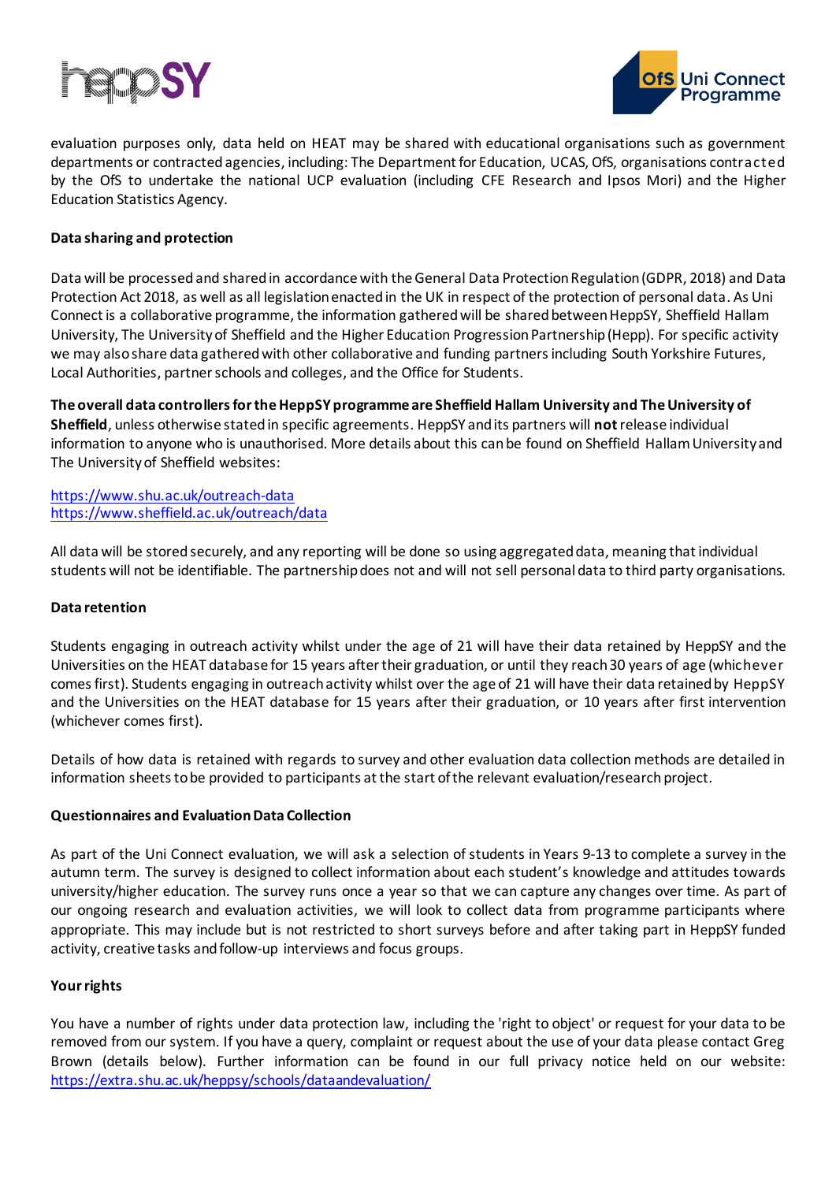evaluation purposes only, data held on HEAT may be shared with educational organisations such as government departments or contracted agencies, including: The Department for Education, UCAS, OfS, organisations contracted by the OfS to undertake the national UCP evaluation (including CFE Research and Ipsos Mori) and the Higher Education Statistics Agency.

**Data sharing and protection**

Data will be processed and shared in accordance with the General Data Protection Regulation (GDPR, 2018) and Data Protection Act 2018, as well as all legislation enacted in the UK in respect of the protection of personal data. As Uni Connect is a collaborative programme, the information gathered will be shared between HeppSY, Sheffield Hallam University, The University of Sheffield and the Higher Education Progression Partnership (Hepp). For specific activity we may also share data gathered with other collaborative and funding partners including South Yorkshire Futures, Local Authorities, partner schools and colleges, and the Office for Students.

**The overall data controllers for the HeppSY programme are Sheffield Hallam University and The University of Sheffield**, unless otherwise stated in specific agreements. HeppSY and its partners will **not** release individual information to anyone who is unauthorised. More details about this can be found on Sheffield Hallam University and The University of Sheffield websites:

https://www.shu.ac.uk/outreach-data
https://www.sheffield.ac.uk/outreach/data

All data will be stored securely, and any reporting will be done so using aggregated data, meaning that individual students will not be identifiable. The partnership does not and will not sell personal data to third party organisations.

**Data retention**

Students engaging in outreach activity whilst under the age of 21 will have their data retained by HeppSY and the Universities on the HEAT database for 15 years after their graduation, or until they reach 30 years of age (whichever comes first). Students engaging in outreach activity whilst over the age of 21 will have their data retained by HeppSY and the Universities on the HEAT database for 15 years after their graduation, or 10 years after first intervention (whichever comes first).

Details of how data is retained with regards to survey and other evaluation data collection methods are detailed in information sheets to be provided to participants at the start of the relevant evaluation/research project.

**Questionnaires and Evaluation Data Collection**

As part of the Uni Connect evaluation, we will ask a selection of students in Years 9-13 to complete a survey in the autumn term. The survey is designed to collect information about each student's knowledge and attitudes towards university/higher education. The survey runs once a year so that we can capture any changes over time. As part of our ongoing research and evaluation activities, we will look to collect data from programme participants where appropriate. This may include but is not restricted to short surveys before and after taking part in HeppSY funded activity, creative tasks and follow-up interviews and focus groups.

**Your rights**

You have a number of rights under data protection law, including the 'right to object' or request for your data to be removed from our system. If you have a query, complaint or request about the use of your data please contact Greg Brown (details below). Further information can be found in our full privacy notice held on our website: https://extra.shu.ac.uk/heppsy/schools/dataandevaluation/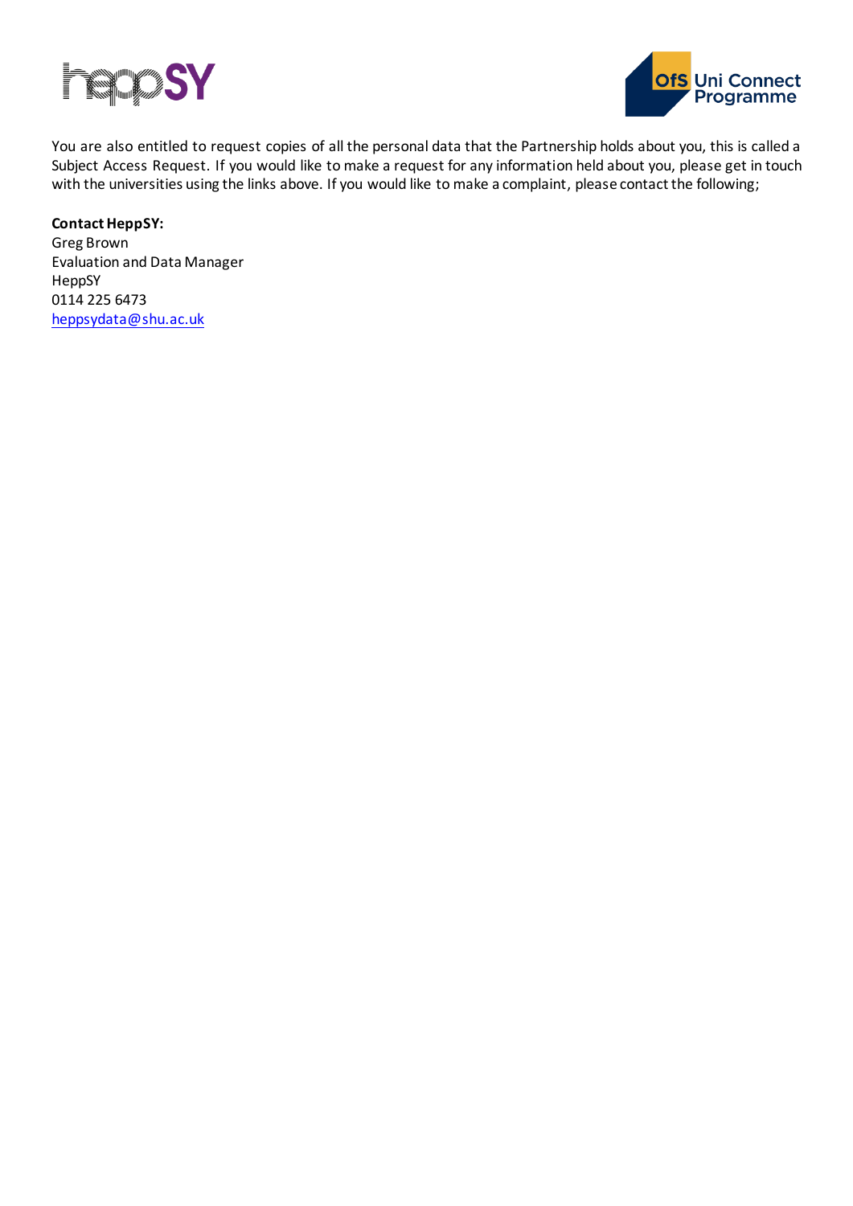You are also entitled to request copies of all the personal data that the Partnership holds about you, this is called a Subject Access Request. If you would like to make a request for any information held about you, please get in touch with the universities using the links above. If you would like to make a complaint, please contact the following;

**Contact HeppSY:**
Greg Brown
Evaluation and Data Manager
HeppSY
0114 225 6473
heppsydata@shu.ac.uk